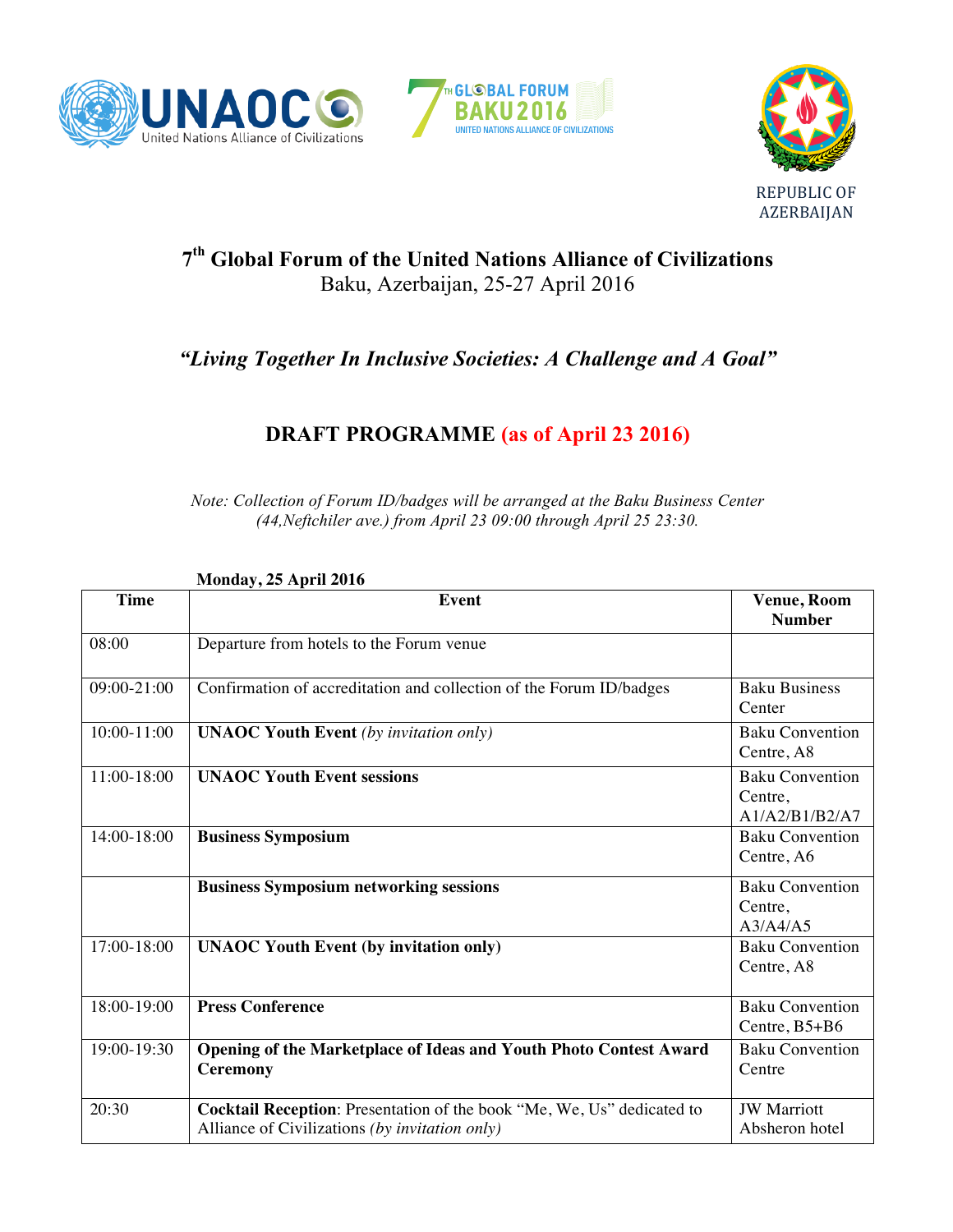UNAOC United Nations Alliance of Civilizations

7TH GLOBAL FORUM BAKU 2016 UNITED NATIONS ALLIANCE OF CIVILIZATIONS

REPUBLIC OF AZERBAIJAN

# 7th Global Forum of the United Nations Alliance of Civilizations

Baku, Azerbaijan, 25-27 April 2016

## *"Living Together In Inclusive Societies: A Challenge and A Goal"*

## DRAFT PROGRAMME (as of April 23 2016)

*Note: Collection of Forum ID/badges will be arranged at the Baku Business Center (44,Neftchiler ave.) from April 23 09:00 through April 25 23:30.*

**Monday, 25 April 2016**

| Time | Event | Venue, Room Number |
|---|---|---|
| 08:00 | Departure from hotels to the Forum venue | |
| 09:00-21:00 | Confirmation of accreditation and collection of the Forum ID/badges | Baku Business Center |
| 10:00-11:00 | **UNAOC Youth Event** *(by invitation only)* | Baku Convention Centre, A8 |
| 11:00-18:00 | **UNAOC Youth Event sessions** | Baku Convention Centre, A1/A2/B1/B2/A7 |
| 14:00-18:00 | **Business Symposium** | Baku Convention Centre, A6 |
| | **Business Symposium networking sessions** | Baku Convention Centre, A3/A4/A5 |
| 17:00-18:00 | **UNAOC Youth Event (by invitation only)** | Baku Convention Centre, A8 |
| 18:00-19:00 | **Press Conference** | Baku Convention Centre, B5+B6 |
| 19:00-19:30 | **Opening of the Marketplace of Ideas and Youth Photo Contest Award Ceremony** | Baku Convention Centre |
| 20:30 | **Cocktail Reception**: Presentation of the book "Me, We, Us" dedicated to Alliance of Civilizations *(by invitation only)* | JW Marriott Absheron hotel |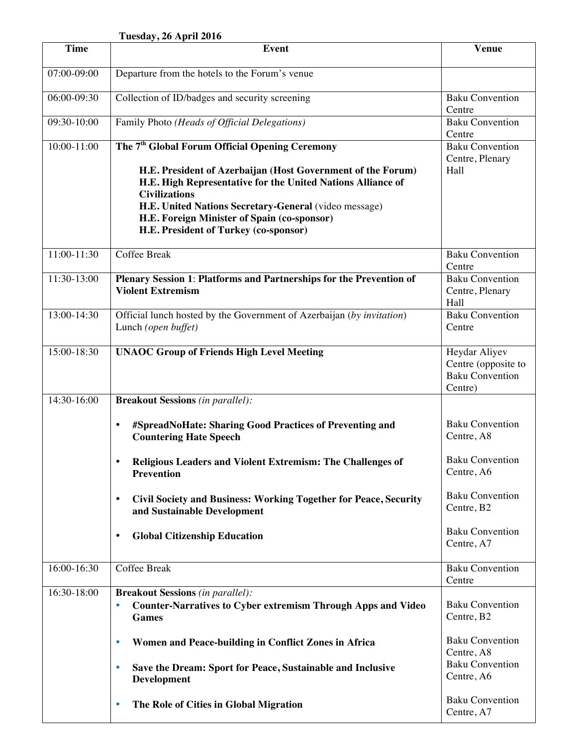**Tuesday, 26 April 2016**

| Time | Event | Venue |
| --- | --- | --- |
| 07:00-09:00 | Departure from the hotels to the Forum's venue | |
| 06:00-09:30 | Collection of ID/badges and security screening | Baku Convention Centre |
| 09:30-10:00 | Family Photo *(Heads of Official Delegations)* | Baku Convention Centre |
| 10:00-11:00 | **The 7th Global Forum Official Opening Ceremony**<br><br>**H.E. President of Azerbaijan (Host Government of the Forum)**<br>**H.E. High Representative for the United Nations Alliance of Civilizations**<br>**H.E. United Nations Secretary-General** (video message)<br>**H.E. Foreign Minister of Spain (co-sponsor)**<br>**H.E. President of Turkey (co-sponsor)** | Baku Convention Centre, Plenary Hall |
| 11:00-11:30 | Coffee Break | Baku Convention Centre |
| 11:30-13:00 | **Plenary Session 1**: **Platforms and Partnerships for the Prevention of Violent Extremism** | Baku Convention Centre, Plenary Hall |
| 13:00-14:30 | Official lunch hosted by the Government of Azerbaijan (*by invitation*)<br>Lunch *(open buffet)* | Baku Convention Centre |
| 15:00-18:30 | **UNAOC Group of Friends High Level Meeting** | Heydar Aliyev Centre (opposite to Baku Convention Centre) |
| 14:30-16:00 | **Breakout Sessions** *(in parallel)*:<br>• **#SpreadNoHate: Sharing Good Practices of Preventing and Countering Hate Speech**<br>• **Religious Leaders and Violent Extremism: The Challenges of Prevention**<br>• **Civil Society and Business: Working Together for Peace, Security and Sustainable Development**<br>• **Global Citizenship Education** | <br>Baku Convention Centre, A8<br>Baku Convention Centre, A6<br>Baku Convention Centre, B2<br>Baku Convention Centre, A7 |
| 16:00-16:30 | Coffee Break | Baku Convention Centre |
| 16:30-18:00 | **Breakout Sessions** *(in parallel)*:<br>• **Counter-Narratives to Cyber extremism Through Apps and Video Games**<br>• **Women and Peace-building in Conflict Zones in Africa**<br>• **Save the Dream: Sport for Peace, Sustainable and Inclusive Development**<br>• **The Role of Cities in Global Migration** | <br>Baku Convention Centre, B2<br>Baku Convention Centre, A8<br>Baku Convention Centre, A6<br>Baku Convention Centre, A7 |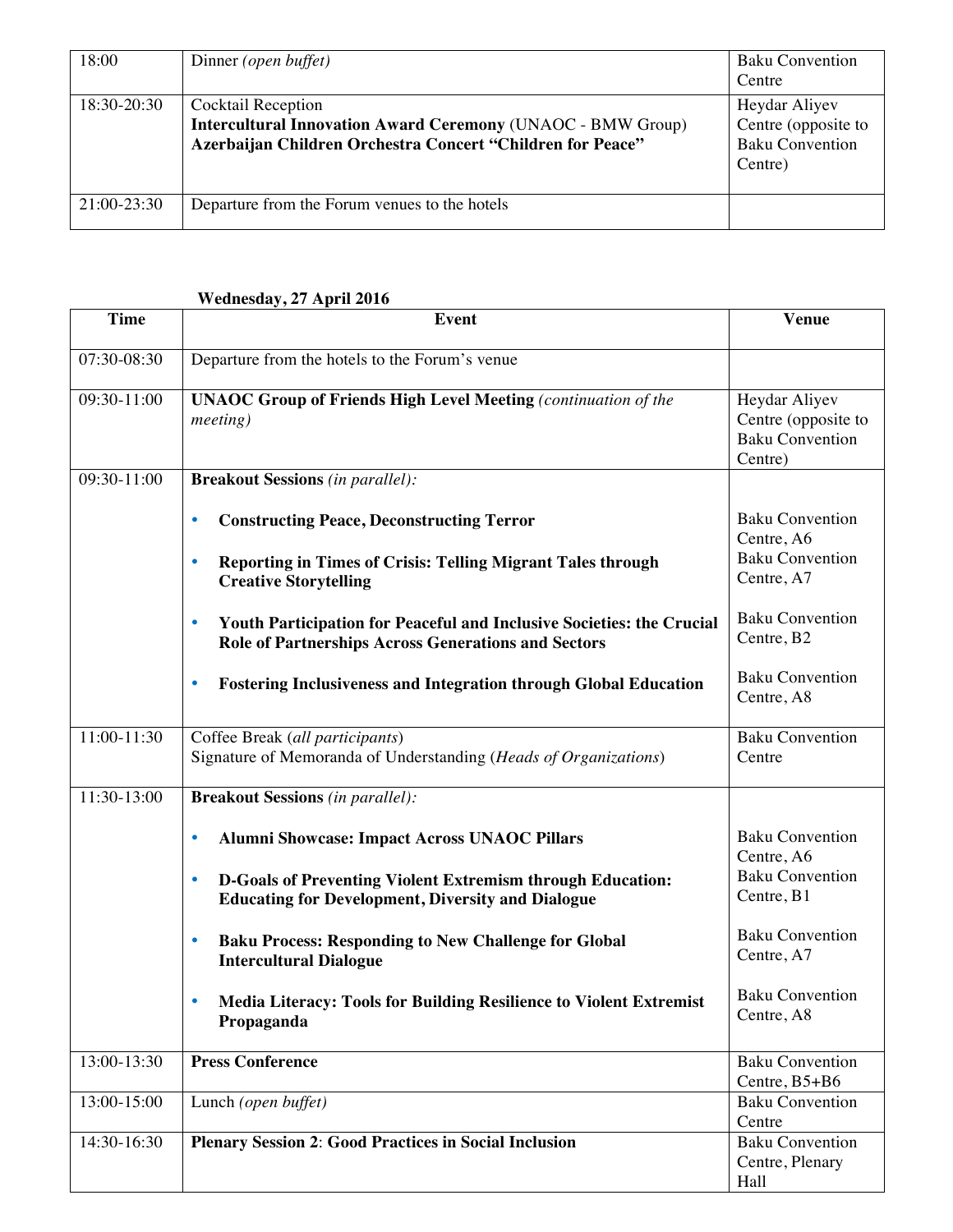| | | |
|---|---|---|
| 18:00 | Dinner *(open buffet)* | Baku Convention Centre |
| 18:30-20:30 | Cocktail Reception<br>**Intercultural Innovation Award Ceremony** (UNAOC - BMW Group)<br>**Azerbaijan Children Orchestra Concert "Children for Peace"** | Heydar Aliyev Centre (opposite to Baku Convention Centre) |
| 21:00-23:30 | Departure from the Forum venues to the hotels | |

**Wednesday, 27 April 2016**

| Time | Event | Venue |
|---|---|---|
| 07:30-08:30 | Departure from the hotels to the Forum's venue | |
| 09:30-11:00 | **UNAOC Group of Friends High Level Meeting** *(continuation of the meeting)* | Heydar Aliyev Centre (opposite to Baku Convention Centre) |
| 09:30-11:00 | **Breakout Sessions** *(in parallel):*<br>• **Constructing Peace, Deconstructing Terror**<br>• **Reporting in Times of Crisis: Telling Migrant Tales through Creative Storytelling**<br>• **Youth Participation for Peaceful and Inclusive Societies: the Crucial Role of Partnerships Across Generations and Sectors**<br>• **Fostering Inclusiveness and Integration through Global Education** | <br>Baku Convention Centre, A6<br>Baku Convention Centre, A7<br>Baku Convention Centre, B2<br>Baku Convention Centre, A8 |
| 11:00-11:30 | Coffee Break (*all participants*)<br>Signature of Memoranda of Understanding (*Heads of Organizations*) | Baku Convention Centre |
| 11:30-13:00 | **Breakout Sessions** *(in parallel):*<br>• **Alumni Showcase: Impact Across UNAOC Pillars**<br>• **D-Goals of Preventing Violent Extremism through Education: Educating for Development, Diversity and Dialogue**<br>• **Baku Process: Responding to New Challenge for Global Intercultural Dialogue**<br>• **Media Literacy: Tools for Building Resilience to Violent Extremist Propaganda** | <br>Baku Convention Centre, A6<br>Baku Convention Centre, B1<br>Baku Convention Centre, A7<br>Baku Convention Centre, A8 |
| 13:00-13:30 | **Press Conference** | Baku Convention Centre, B5+B6 |
| 13:00-15:00 | Lunch *(open buffet)* | Baku Convention Centre |
| 14:30-16:30 | **Plenary Session 2**: **Good Practices in Social Inclusion** | Baku Convention Centre, Plenary Hall |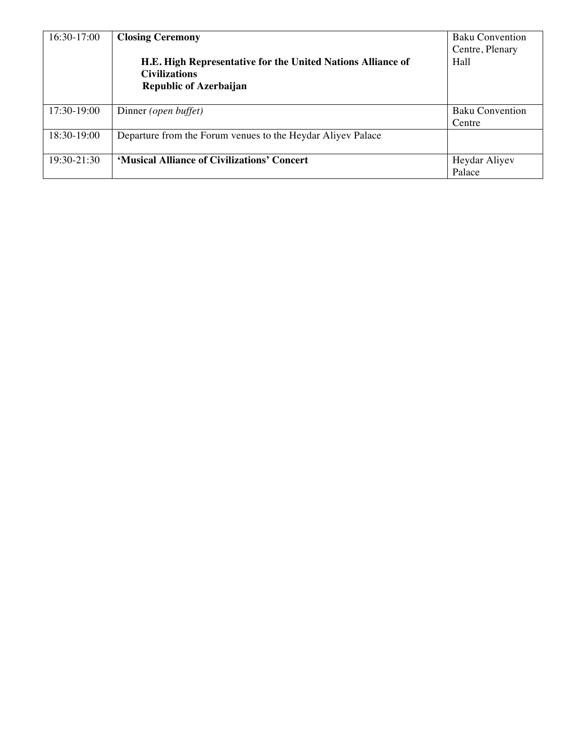| | | |
|---|---|---|
| 16:30-17:00 | **Closing Ceremony**<br><br>**H.E. High Representative for the United Nations Alliance of Civilizations**<br>**Republic of Azerbaijan** | Baku Convention Centre, Plenary Hall |
| 17:30-19:00 | Dinner *(open buffet)* | Baku Convention Centre |
| 18:30-19:00 | Departure from the Forum venues to the Heydar Aliyev Palace | |
| 19:30-21:30 | **'Musical Alliance of Civilizations' Concert** | Heydar Aliyev Palace |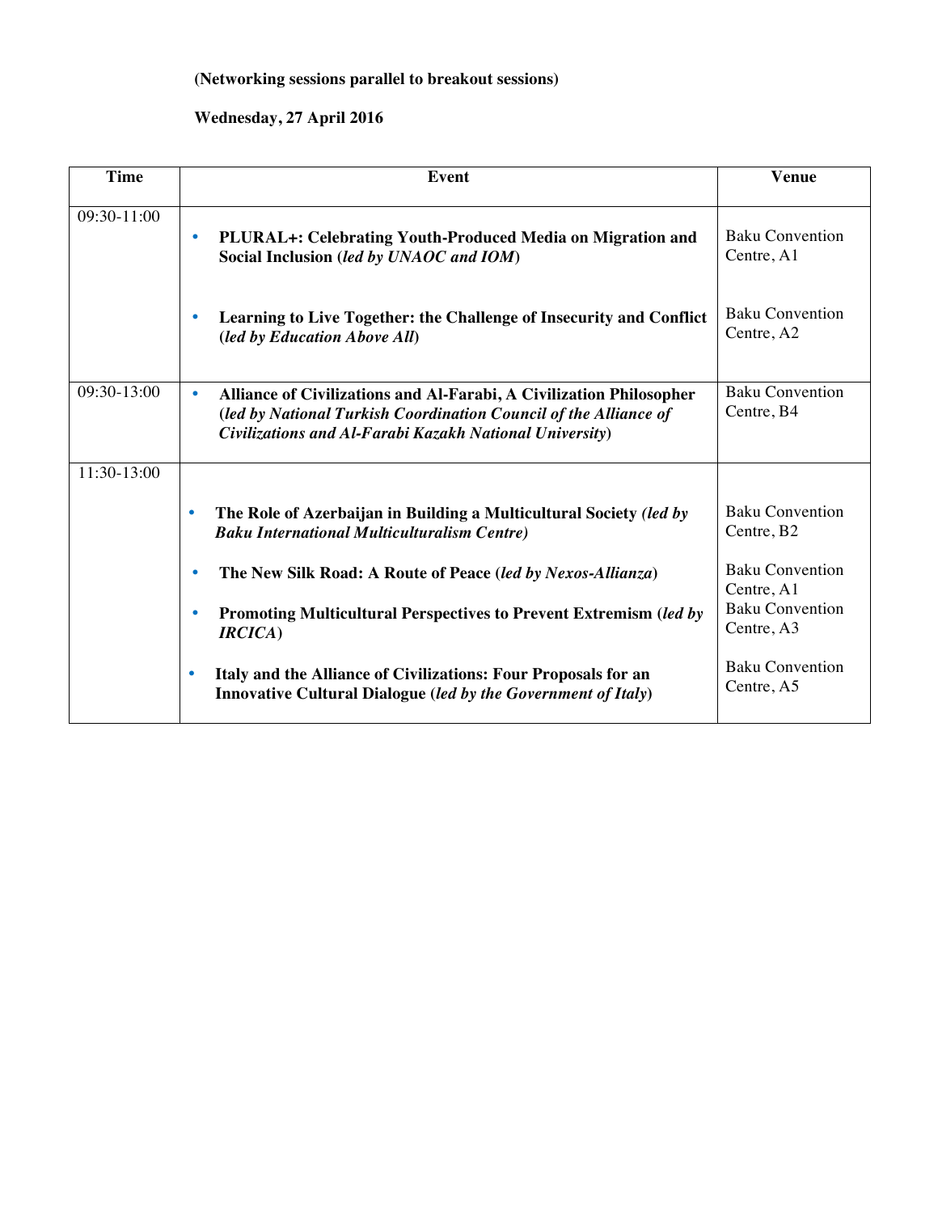**(Networking sessions parallel to breakout sessions)**

**Wednesday, 27 April 2016**

| Time | Event | Venue |
|---|---|---|
| 09:30-11:00 | • **PLURAL+: Celebrating Youth-Produced Media on Migration and Social Inclusion (*led by UNAOC and IOM*)** | Baku Convention Centre, A1 |
| | • **Learning to Live Together: the Challenge of Insecurity and Conflict (*led by Education Above All*)** | Baku Convention Centre, A2 |
| 09:30-13:00 | • **Alliance of Civilizations and Al-Farabi, A Civilization Philosopher (*led by National Turkish Coordination Council of the Alliance of Civilizations and Al-Farabi Kazakh National University*)** | Baku Convention Centre, B4 |
| 11:30-13:00 | • **The Role of Azerbaijan in Building a Multicultural Society *(led by Baku International Multiculturalism Centre)*** | Baku Convention Centre, B2 |
| | • **The New Silk Road: A Route of Peace (*led by Nexos-Allianza*)** | Baku Convention Centre, A1 |
| | • **Promoting Multicultural Perspectives to Prevent Extremism (*led by IRCICA*)** | Baku Convention Centre, A3 |
| | • **Italy and the Alliance of Civilizations: Four Proposals for an Innovative Cultural Dialogue (*led by the Government of Italy*)** | Baku Convention Centre, A5 |